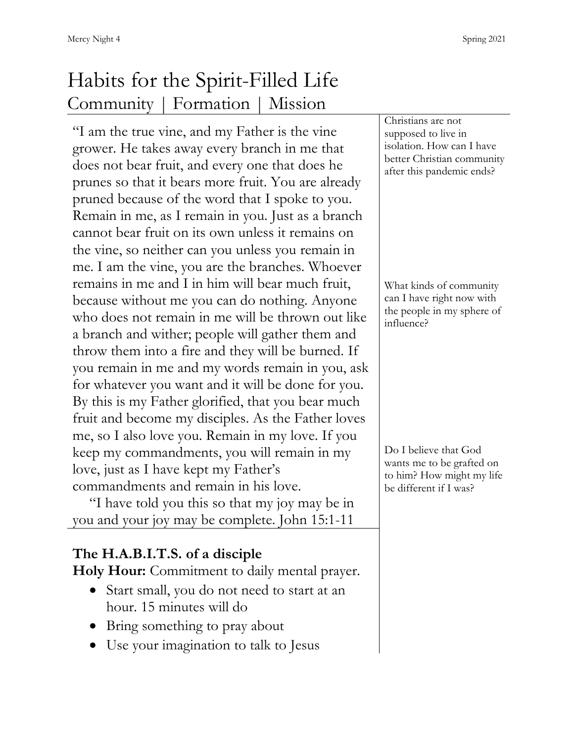# Habits for the Spirit-Filled Life

## Community | Formation | Mission

"I am the true vine, and my Father is the vine grower. He takes away every branch in me that does not bear fruit, and every one that does he prunes so that it bears more fruit. You are already pruned because of the word that I spoke to you. Remain in me, as I remain in you. Just as a branch cannot bear fruit on its own unless it remains on the vine, so neither can you unless you remain in me. I am the vine, you are the branches. Whoever remains in me and I in him will bear much fruit, because without me you can do nothing. Anyone who does not remain in me will be thrown out like a branch and wither; people will gather them and throw them into a fire and they will be burned. If you remain in me and my words remain in you, ask for whatever you want and it will be done for you. By this is my Father glorified, that you bear much fruit and become my disciples. As the Father loves me, so I also love you. Remain in my love. If you keep my commandments, you will remain in my love, just as I have kept my Father's commandments and remain in his love.

"I have told you this so that my joy may be in you and your joy may be complete. John 15:1-11

Christians are not supposed to live in isolation. How can I have better Christian community after this pandemic ends?

What kinds of community can I have right now with the people in my sphere of influence?

Do I believe that God wants me to be grafted on to him? How might my life be different if I was?

### The H.A.B.I.T.S. of a disciple

**Holy Hour:** Commitment to daily mental prayer.

- Start small, you do not need to start at an hour. 15 minutes will do
- Bring something to pray about
- Use your imagination to talk to Jesus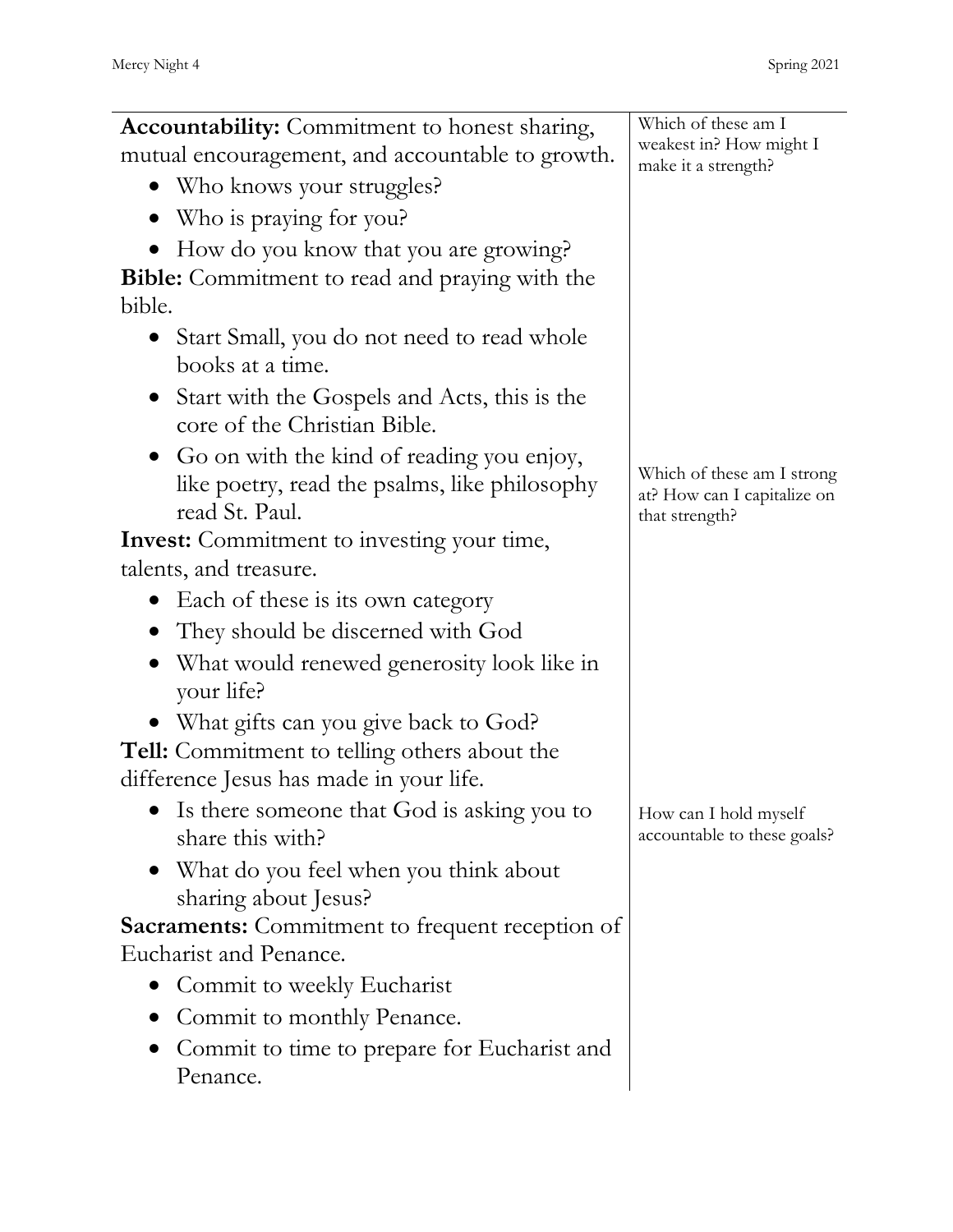**Accountability:** Commitment to honest sharing, mutual encouragement, and accountable to growth.

- Who knows your struggles?
- Who is praying for you?
- How do you know that you are growing?

**Bible:** Commitment to read and praying with the bible.

- Start Small, you do not need to read whole books at a time.
- Start with the Gospels and Acts, this is the core of the Christian Bible.
- Go on with the kind of reading you enjoy, like poetry, read the psalms, like philosophy read St. Paul.

**Invest:** Commitment to investing your time, talents, and treasure.

- Each of these is its own category
- They should be discerned with God
- What would renewed generosity look like in your life?
- What gifts can you give back to God?

**Tell:** Commitment to telling others about the difference Jesus has made in your life.

- Is there someone that God is asking you to share this with?
- What do you feel when you think about sharing about Jesus?

**Sacraments:** Commitment to frequent reception of Eucharist and Penance.

- Commit to weekly Eucharist
- Commit to monthly Penance.
- Commit to time to prepare for Eucharist and Penance.

Which of these am I weakest in? How might I make it a strength?

Which of these am I strong at? How can I capitalize on that strength?

How can I hold myself accountable to these goals?